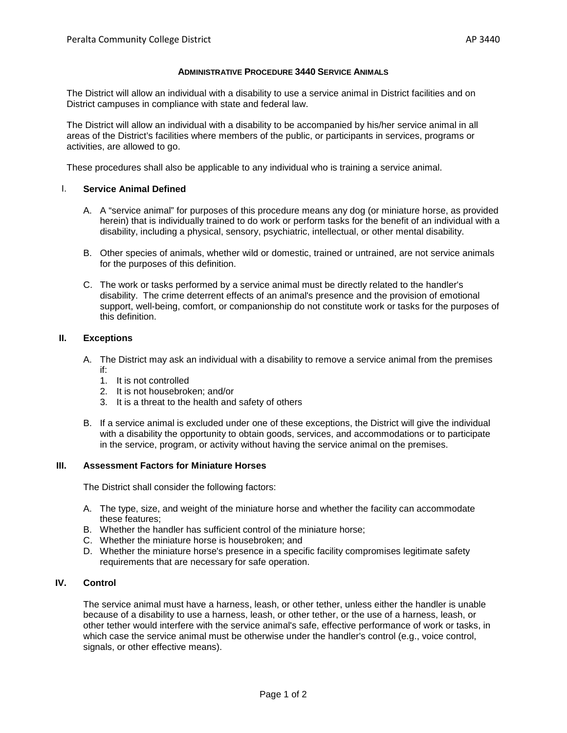# Administrative Procedure 3440 Service Animals

The District will allow an individual with a disability to use a service animal in District facilities and on District campuses in compliance with state and federal law.

The District will allow an individual with a disability to be accompanied by his/her service animal in all areas of the District's facilities where members of the public, or participants in services, programs or activities, are allowed to go.

These procedures shall also be applicable to any individual who is training a service animal.

## I. Service Animal Defined

A. A "service animal" for purposes of this procedure means any dog (or miniature horse, as provided herein) that is individually trained to do work or perform tasks for the benefit of an individual with a disability, including a physical, sensory, psychiatric, intellectual, or other mental disability.

B. Other species of animals, whether wild or domestic, trained or untrained, are not service animals for the purposes of this definition.

C. The work or tasks performed by a service animal must be directly related to the handler's disability. The crime deterrent effects of an animal's presence and the provision of emotional support, well-being, comfort, or companionship do not constitute work or tasks for the purposes of this definition.

## II. Exceptions

A. The District may ask an individual with a disability to remove a service animal from the premises if:
   1. It is not controlled
   2. It is not housebroken; and/or
   3. It is a threat to the health and safety of others

B. If a service animal is excluded under one of these exceptions, the District will give the individual with a disability the opportunity to obtain goods, services, and accommodations or to participate in the service, program, or activity without having the service animal on the premises.

## III. Assessment Factors for Miniature Horses

The District shall consider the following factors:

A. The type, size, and weight of the miniature horse and whether the facility can accommodate these features;
B. Whether the handler has sufficient control of the miniature horse;
C. Whether the miniature horse is housebroken; and
D. Whether the miniature horse's presence in a specific facility compromises legitimate safety requirements that are necessary for safe operation.

## IV. Control

The service animal must have a harness, leash, or other tether, unless either the handler is unable because of a disability to use a harness, leash, or other tether, or the use of a harness, leash, or other tether would interfere with the service animal's safe, effective performance of work or tasks, in which case the service animal must be otherwise under the handler's control (e.g., voice control, signals, or other effective means).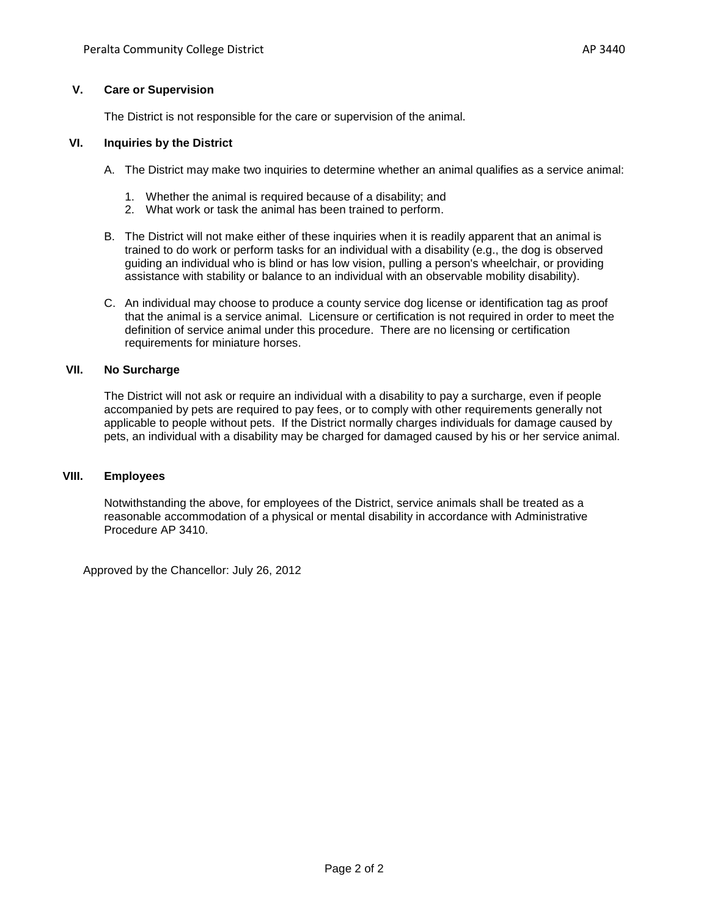## V. Care or Supervision

The District is not responsible for the care or supervision of the animal.

## VI. Inquiries by the District

A. The District may make two inquiries to determine whether an animal qualifies as a service animal:

1. Whether the animal is required because of a disability; and
2. What work or task the animal has been trained to perform.

B. The District will not make either of these inquiries when it is readily apparent that an animal is trained to do work or perform tasks for an individual with a disability (e.g., the dog is observed guiding an individual who is blind or has low vision, pulling a person's wheelchair, or providing assistance with stability or balance to an individual with an observable mobility disability).

C. An individual may choose to produce a county service dog license or identification tag as proof that the animal is a service animal. Licensure or certification is not required in order to meet the definition of service animal under this procedure. There are no licensing or certification requirements for miniature horses.

## VII. No Surcharge

The District will not ask or require an individual with a disability to pay a surcharge, even if people accompanied by pets are required to pay fees, or to comply with other requirements generally not applicable to people without pets. If the District normally charges individuals for damage caused by pets, an individual with a disability may be charged for damaged caused by his or her service animal.

## VIII. Employees

Notwithstanding the above, for employees of the District, service animals shall be treated as a reasonable accommodation of a physical or mental disability in accordance with Administrative Procedure AP 3410.

Approved by the Chancellor: July 26, 2012